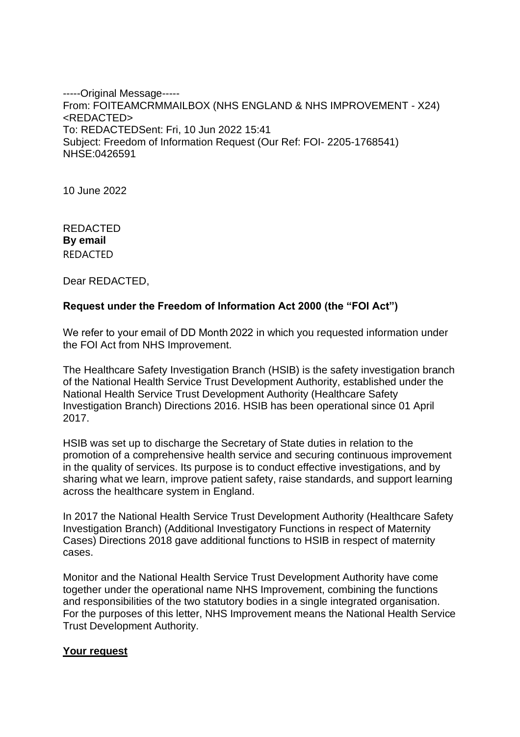-----Original Message-----
From: FOITEAMCRMMAILBOX (NHS ENGLAND & NHS IMPROVEMENT - X24) <REDACTED>
To: REDACTEDSent: Fri, 10 Jun 2022 15:41
Subject: Freedom of Information Request (Our Ref: FOI- 2205-1768541) NHSE:0426591

10 June 2022

REDACTED
**By email**
REDACTED

Dear REDACTED,

**Request under the Freedom of Information Act 2000 (the "FOI Act")**

We refer to your email of DD Month 2022 in which you requested information under the FOI Act from NHS Improvement.

The Healthcare Safety Investigation Branch (HSIB) is the safety investigation branch of the National Health Service Trust Development Authority, established under the National Health Service Trust Development Authority (Healthcare Safety Investigation Branch) Directions 2016. HSIB has been operational since 01 April 2017.

HSIB was set up to discharge the Secretary of State duties in relation to the promotion of a comprehensive health service and securing continuous improvement in the quality of services. Its purpose is to conduct effective investigations, and by sharing what we learn, improve patient safety, raise standards, and support learning across the healthcare system in England.

In 2017 the National Health Service Trust Development Authority (Healthcare Safety Investigation Branch) (Additional Investigatory Functions in respect of Maternity Cases) Directions 2018 gave additional functions to HSIB in respect of maternity cases.

Monitor and the National Health Service Trust Development Authority have come together under the operational name NHS Improvement, combining the functions and responsibilities of the two statutory bodies in a single integrated organisation. For the purposes of this letter, NHS Improvement means the National Health Service Trust Development Authority.

**<u>Your request</u>**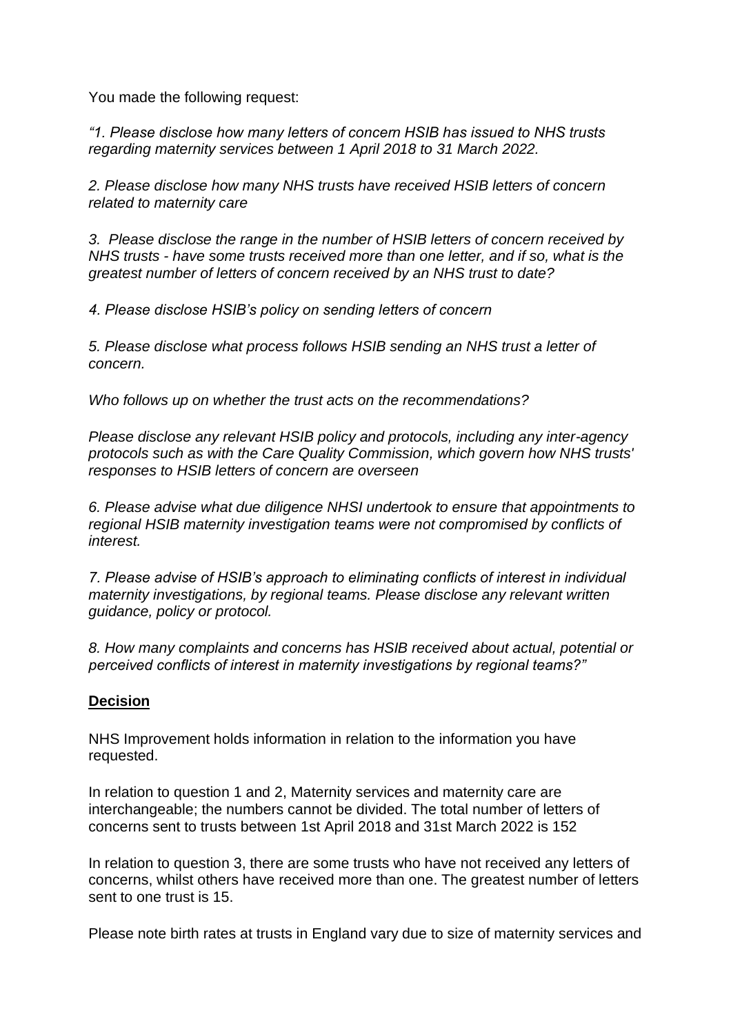You made the following request:

*"1. Please disclose how many letters of concern HSIB has issued to NHS trusts regarding maternity services between 1 April 2018 to 31 March 2022.*

*2. Please disclose how many NHS trusts have received HSIB letters of concern related to maternity care*

*3. Please disclose the range in the number of HSIB letters of concern received by NHS trusts - have some trusts received more than one letter, and if so, what is the greatest number of letters of concern received by an NHS trust to date?*

*4. Please disclose HSIB's policy on sending letters of concern*

*5. Please disclose what process follows HSIB sending an NHS trust a letter of concern.*

*Who follows up on whether the trust acts on the recommendations?*

*Please disclose any relevant HSIB policy and protocols, including any inter-agency protocols such as with the Care Quality Commission, which govern how NHS trusts' responses to HSIB letters of concern are overseen*

*6. Please advise what due diligence NHSI undertook to ensure that appointments to regional HSIB maternity investigation teams were not compromised by conflicts of interest.*

*7. Please advise of HSIB's approach to eliminating conflicts of interest in individual maternity investigations, by regional teams. Please disclose any relevant written guidance, policy or protocol.*

*8. How many complaints and concerns has HSIB received about actual, potential or perceived conflicts of interest in maternity investigations by regional teams?"*

**Decision**

NHS Improvement holds information in relation to the information you have requested.

In relation to question 1 and 2, Maternity services and maternity care are interchangeable; the numbers cannot be divided. The total number of letters of concerns sent to trusts between 1st April 2018 and 31st March 2022 is 152

In relation to question 3, there are some trusts who have not received any letters of concerns, whilst others have received more than one. The greatest number of letters sent to one trust is 15.

Please note birth rates at trusts in England vary due to size of maternity services and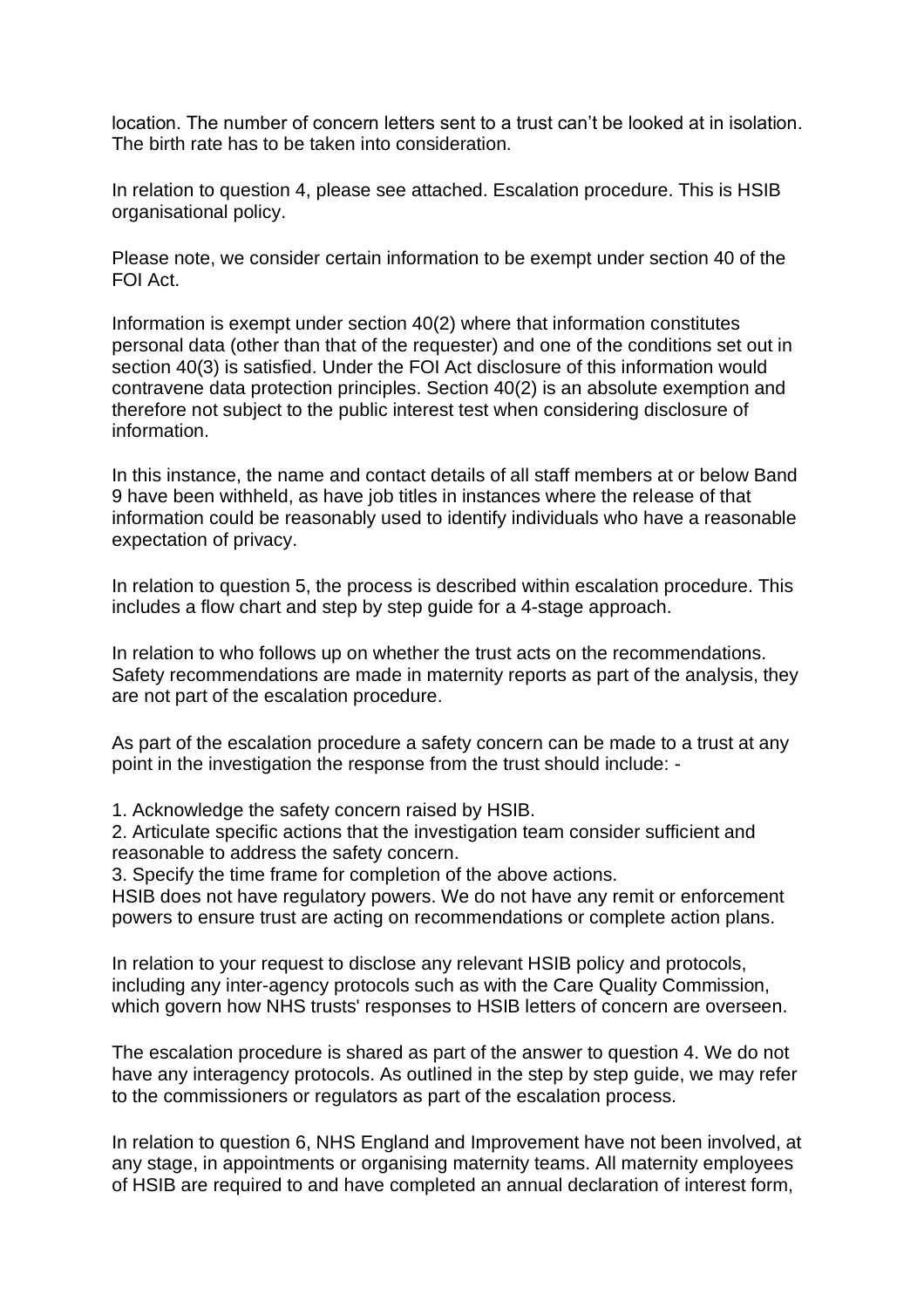location. The number of concern letters sent to a trust can't be looked at in isolation. The birth rate has to be taken into consideration.

In relation to question 4, please see attached. Escalation procedure. This is HSIB organisational policy.

Please note, we consider certain information to be exempt under section 40 of the FOI Act.

Information is exempt under section 40(2) where that information constitutes personal data (other than that of the requester) and one of the conditions set out in section 40(3) is satisfied. Under the FOI Act disclosure of this information would contravene data protection principles. Section 40(2) is an absolute exemption and therefore not subject to the public interest test when considering disclosure of information.

In this instance, the name and contact details of all staff members at or below Band 9 have been withheld, as have job titles in instances where the release of that information could be reasonably used to identify individuals who have a reasonable expectation of privacy.

In relation to question 5, the process is described within escalation procedure. This includes a flow chart and step by step guide for a 4-stage approach.

In relation to who follows up on whether the trust acts on the recommendations. Safety recommendations are made in maternity reports as part of the analysis, they are not part of the escalation procedure.

As part of the escalation procedure a safety concern can be made to a trust at any point in the investigation the response from the trust should include: -

1. Acknowledge the safety concern raised by HSIB.
2. Articulate specific actions that the investigation team consider sufficient and reasonable to address the safety concern.
3. Specify the time frame for completion of the above actions.

HSIB does not have regulatory powers. We do not have any remit or enforcement powers to ensure trust are acting on recommendations or complete action plans.

In relation to your request to disclose any relevant HSIB policy and protocols, including any inter-agency protocols such as with the Care Quality Commission, which govern how NHS trusts' responses to HSIB letters of concern are overseen.

The escalation procedure is shared as part of the answer to question 4. We do not have any interagency protocols. As outlined in the step by step guide, we may refer to the commissioners or regulators as part of the escalation process.

In relation to question 6, NHS England and Improvement have not been involved, at any stage, in appointments or organising maternity teams. All maternity employees of HSIB are required to and have completed an annual declaration of interest form,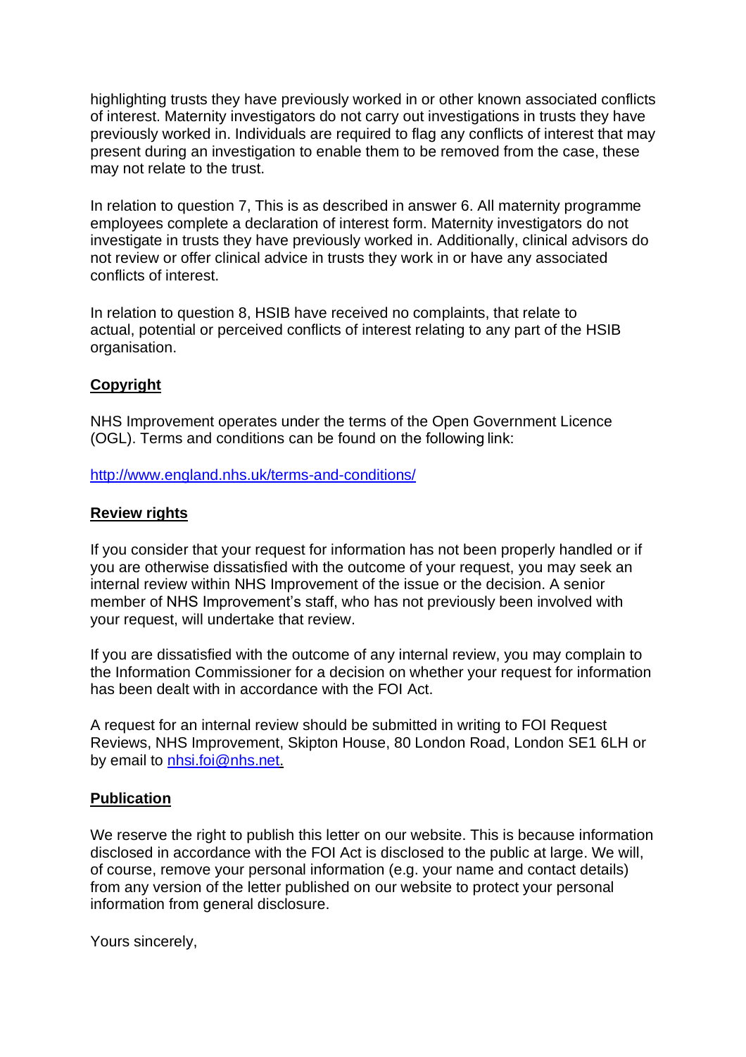highlighting trusts they have previously worked in or other known associated conflicts of interest. Maternity investigators do not carry out investigations in trusts they have previously worked in. Individuals are required to flag any conflicts of interest that may present during an investigation to enable them to be removed from the case, these may not relate to the trust.

In relation to question 7, This is as described in answer 6. All maternity programme employees complete a declaration of interest form. Maternity investigators do not investigate in trusts they have previously worked in. Additionally, clinical advisors do not review or offer clinical advice in trusts they work in or have any associated conflicts of interest.

In relation to question 8, HSIB have received no complaints, that relate to actual, potential or perceived conflicts of interest relating to any part of the HSIB organisation.

**Copyright**

NHS Improvement operates under the terms of the Open Government Licence (OGL). Terms and conditions can be found on the following link:

http://www.england.nhs.uk/terms-and-conditions/

**Review rights**

If you consider that your request for information has not been properly handled or if you are otherwise dissatisfied with the outcome of your request, you may seek an internal review within NHS Improvement of the issue or the decision. A senior member of NHS Improvement's staff, who has not previously been involved with your request, will undertake that review.

If you are dissatisfied with the outcome of any internal review, you may complain to the Information Commissioner for a decision on whether your request for information has been dealt with in accordance with the FOI Act.

A request for an internal review should be submitted in writing to FOI Request Reviews, NHS Improvement, Skipton House, 80 London Road, London SE1 6LH or by email to nhsi.foi@nhs.net.

**Publication**

We reserve the right to publish this letter on our website. This is because information disclosed in accordance with the FOI Act is disclosed to the public at large. We will, of course, remove your personal information (e.g. your name and contact details) from any version of the letter published on our website to protect your personal information from general disclosure.

Yours sincerely,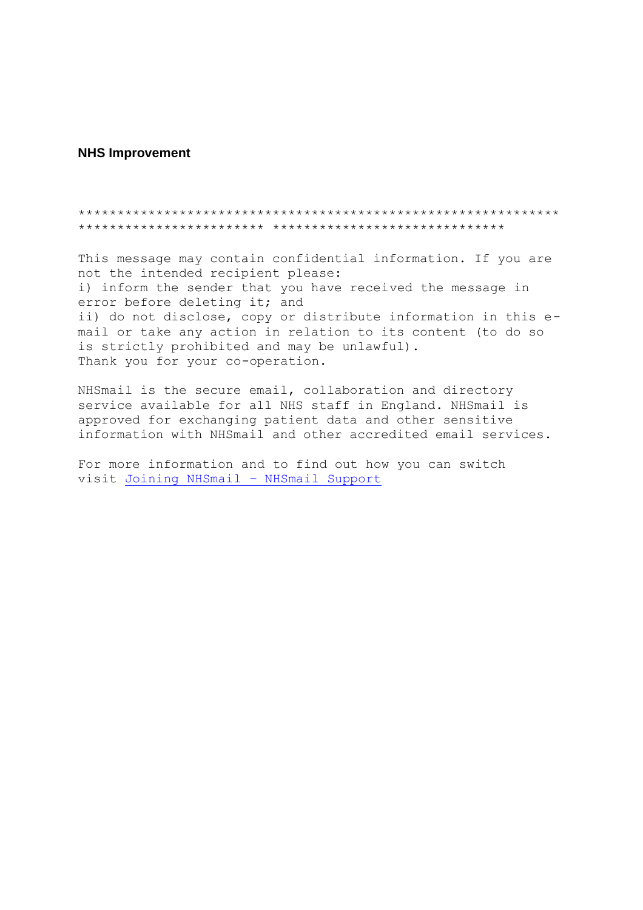**NHS Improvement**

```
************************************************************
*********************** *****************************

This message may contain confidential information. If you are
not the intended recipient please:
i) inform the sender that you have received the message in
error before deleting it; and
ii) do not disclose, copy or distribute information in this e-
mail or take any action in relation to its content (to do so
is strictly prohibited and may be unlawful).
Thank you for your co-operation.

NHSmail is the secure email, collaboration and directory
service available for all NHS staff in England. NHSmail is
approved for exchanging patient data and other sensitive
information with NHSmail and other accredited email services.

For more information and to find out how you can switch
visit Joining NHSmail – NHSmail Support
```